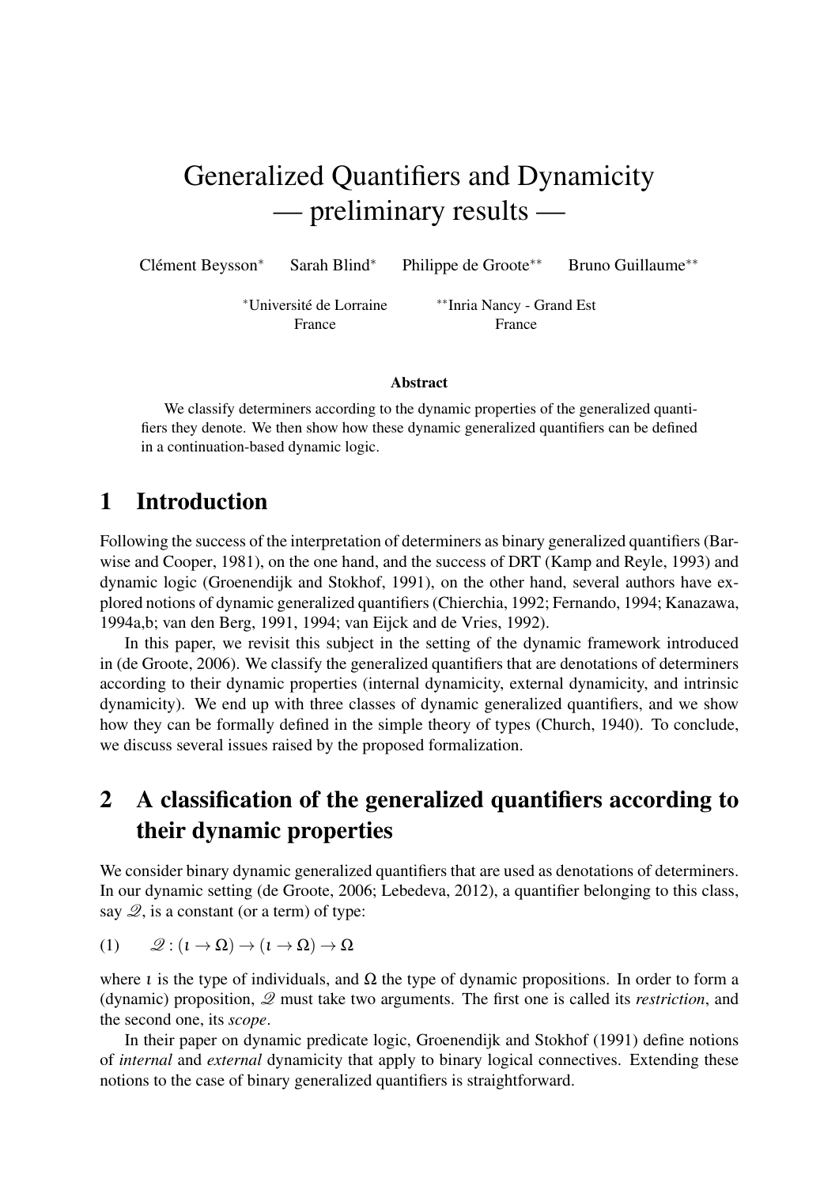# Generalized Quantifiers and Dynamicity — preliminary results —

Clément Beysson* Sarah Blind* Philippe de Groote** Bruno Guillaume**

*Université de Lorraine, France **Inria Nancy - Grand Est, France

### Abstract

We classify determiners according to the dynamic properties of the generalized quantifiers they denote. We then show how these dynamic generalized quantifiers can be defined in a continuation-based dynamic logic.

## 1 Introduction

Following the success of the interpretation of determiners as binary generalized quantifiers (Barwise and Cooper, 1981), on the one hand, and the success of DRT (Kamp and Reyle, 1993) and dynamic logic (Groenendijk and Stokhof, 1991), on the other hand, several authors have explored notions of dynamic generalized quantifiers (Chierchia, 1992; Fernando, 1994; Kanazawa, 1994a,b; van den Berg, 1991, 1994; van Eijck and de Vries, 1992).

In this paper, we revisit this subject in the setting of the dynamic framework introduced in (de Groote, 2006). We classify the generalized quantifiers that are denotations of determiners according to their dynamic properties (internal dynamicity, external dynamicity, and intrinsic dynamicity). We end up with three classes of dynamic generalized quantifiers, and we show how they can be formally defined in the simple theory of types (Church, 1940). To conclude, we discuss several issues raised by the proposed formalization.

## 2 A classification of the generalized quantifiers according to their dynamic properties

We consider binary dynamic generalized quantifiers that are used as denotations of determiners. In our dynamic setting (de Groote, 2006; Lebedeva, 2012), a quantifier belonging to this class, say $\mathscr{Q}$, is a constant (or a term) of type:

(1) $\mathscr{Q} : (\iota \to \Omega) \to (\iota \to \Omega) \to \Omega$

where $\iota$ is the type of individuals, and $\Omega$ the type of dynamic propositions. In order to form a (dynamic) proposition, $\mathscr{Q}$ must take two arguments. The first one is called its *restriction*, and the second one, its *scope*.

In their paper on dynamic predicate logic, Groenendijk and Stokhof (1991) define notions of *internal* and *external* dynamicity that apply to binary logical connectives. Extending these notions to the case of binary generalized quantifiers is straightforward.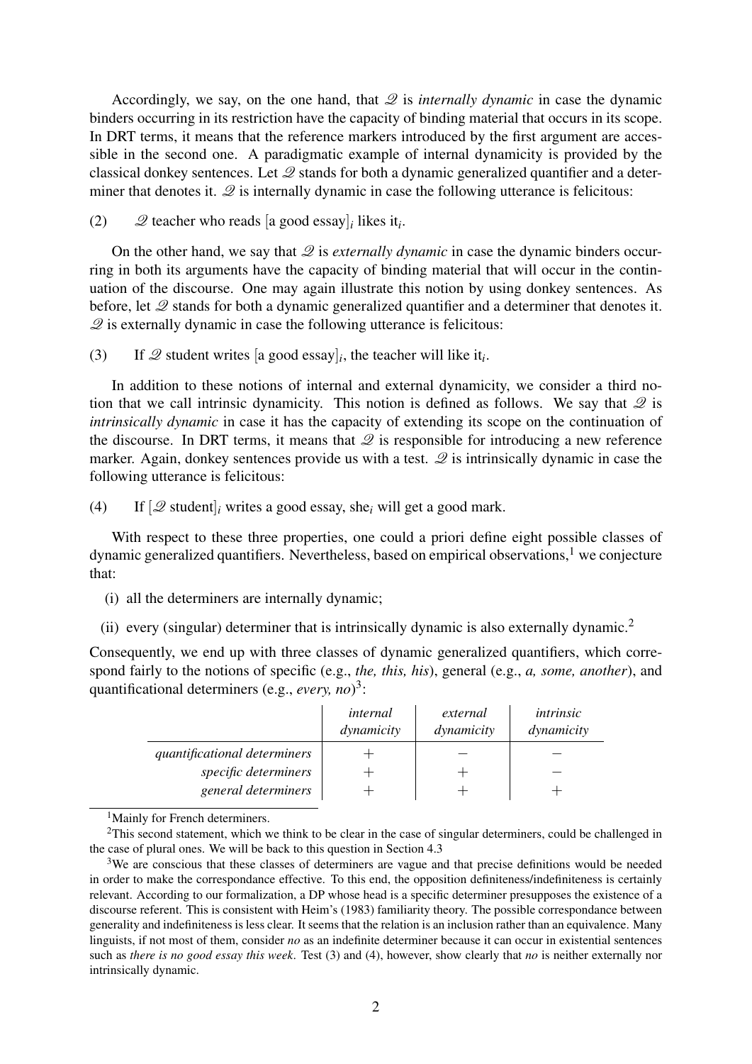Accordingly, we say, on the one hand, that $\mathcal{Q}$ is *internally dynamic* in case the dynamic binders occurring in its restriction have the capacity of binding material that occurs in its scope. In DRT terms, it means that the reference markers introduced by the first argument are accessible in the second one. A paradigmatic example of internal dynamicity is provided by the classical donkey sentences. Let $\mathcal{Q}$ stands for both a dynamic generalized quantifier and a determiner that denotes it. $\mathcal{Q}$ is internally dynamic in case the following utterance is felicitous:

(2) $\mathcal{Q}$ teacher who reads [a good essay]$_i$ likes it$_i$.

On the other hand, we say that $\mathcal{Q}$ is *externally dynamic* in case the dynamic binders occurring in both its arguments have the capacity of binding material that will occur in the continuation of the discourse. One may again illustrate this notion by using donkey sentences. As before, let $\mathcal{Q}$ stands for both a dynamic generalized quantifier and a determiner that denotes it. $\mathcal{Q}$ is externally dynamic in case the following utterance is felicitous:

(3) If $\mathcal{Q}$ student writes [a good essay]$_i$, the teacher will like it$_i$.

In addition to these notions of internal and external dynamicity, we consider a third notion that we call intrinsic dynamicity. This notion is defined as follows. We say that $\mathcal{Q}$ is *intrinsically dynamic* in case it has the capacity of extending its scope on the continuation of the discourse. In DRT terms, it means that $\mathcal{Q}$ is responsible for introducing a new reference marker. Again, donkey sentences provide us with a test. $\mathcal{Q}$ is intrinsically dynamic in case the following utterance is felicitous:

(4) If [$\mathcal{Q}$ student]$_i$ writes a good essay, she$_i$ will get a good mark.

With respect to these three properties, one could a priori define eight possible classes of dynamic generalized quantifiers. Nevertheless, based on empirical observations,[1] we conjecture that:

(i) all the determiners are internally dynamic;

(ii) every (singular) determiner that is intrinsically dynamic is also externally dynamic.[2]

Consequently, we end up with three classes of dynamic generalized quantifiers, which correspond fairly to the notions of specific (e.g., *the, this, his*), general (e.g., *a, some, another*), and quantificational determiners (e.g., *every, no*)[3]:

| | *internal dynamicity* | *external dynamicity* | *intrinsic dynamicity* |
|---|---|---|---|
| *quantificational determiners* | + | − | − |
| *specific determiners* | + | + | − |
| *general determiners* | + | + | + |

[1]Mainly for French determiners.

[2]This second statement, which we think to be clear in the case of singular determiners, could be challenged in the case of plural ones. We will be back to this question in Section 4.3

[3]We are conscious that these classes of determiners are vague and that precise definitions would be needed in order to make the correspondance effective. To this end, the opposition definiteness/indefiniteness is certainly relevant. According to our formalization, a DP whose head is a specific determiner presupposes the existence of a discourse referent. This is consistent with Heim's (1983) familiarity theory. The possible correspondance between generality and indefiniteness is less clear. It seems that the relation is an inclusion rather than an equivalence. Many linguists, if not most of them, consider *no* as an indefinite determiner because it can occur in existential sentences such as *there is no good essay this week*. Test (3) and (4), however, show clearly that *no* is neither externally nor intrinsically dynamic.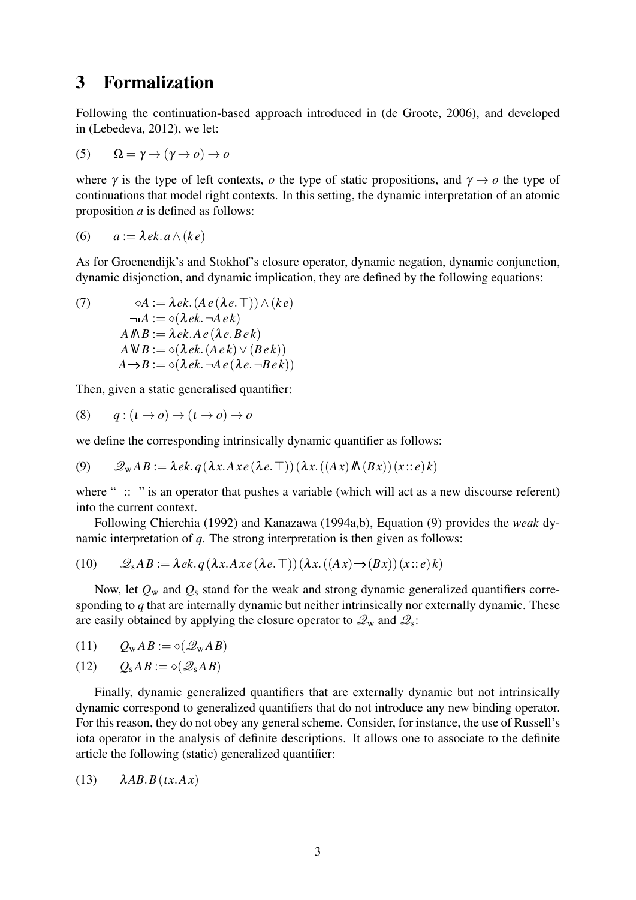# 3 Formalization

Following the continuation-based approach introduced in (de Groote, 2006), and developed in (Lebedeva, 2012), we let:

(5) $\Omega = \gamma \rightarrow (\gamma \rightarrow o) \rightarrow o$

where $\gamma$ is the type of left contexts, $o$ the type of static propositions, and $\gamma \rightarrow o$ the type of continuations that model right contexts. In this setting, the dynamic interpretation of an atomic proposition $a$ is defined as follows:

(6) $\overline{a} := \lambda ek.\, a \wedge (k\, e)$

As for Groenendijk's and Stokhof's closure operator, dynamic negation, dynamic conjunction, dynamic disjonction, and dynamic implication, they are defined by the following equations:

(7)
$$\begin{aligned}
\diamond A &:= \lambda ek.\, (A\, e\, (\lambda e. \top)) \wedge (k\, e) \\
\neg\!\!\neg A &:= \diamond(\lambda ek.\, \neg A\, e\, k) \\
A \mathbin{/\!\!\!\wedge} B &:= \lambda ek.\, A\, e\, (\lambda e.\, B\, e\, k) \\
A \mathbin{\vee\!\!\!\vee} B &:= \diamond(\lambda ek.\, (A\, e\, k) \vee (B\, e\, k)) \\
A \Rrightarrow B &:= \diamond(\lambda ek.\, \neg A\, e\, (\lambda e.\, \neg B\, e\, k))
\end{aligned}$$

Then, given a static generalised quantifier:

(8) $q : (\iota \rightarrow o) \rightarrow (\iota \rightarrow o) \rightarrow o$

we define the corresponding intrinsically dynamic quantifier as follows:

(9) $\mathscr{Q}_{\mathrm{w}} A\, B := \lambda ek.\, q\, (\lambda x.\, A\, x\, e\, (\lambda e. \top))\, (\lambda x.\, ((A\, x) \mathbin{/\!\!\!\wedge} (B\, x))\, (x :: e)\, k)$

where "_ :: _" is an operator that pushes a variable (which will act as a new discourse referent) into the current context.

Following Chierchia (1992) and Kanazawa (1994a,b), Equation (9) provides the *weak* dynamic interpretation of $q$. The strong interpretation is then given as follows:

(10) $\mathscr{Q}_{\mathrm{s}} A\, B := \lambda ek.\, q\, (\lambda x.\, A\, x\, e\, (\lambda e. \top))\, (\lambda x.\, ((A\, x) \Rrightarrow (B\, x))\, (x :: e)\, k)$

Now, let $Q_{\mathrm{w}}$ and $Q_{\mathrm{s}}$ stand for the weak and strong dynamic generalized quantifiers corresponding to $q$ that are internally dynamic but neither intrinsically nor externally dynamic. These are easily obtained by applying the closure operator to $\mathscr{Q}_{\mathrm{w}}$ and $\mathscr{Q}_{\mathrm{s}}$:

(11) $Q_{\mathrm{w}} A\, B := \diamond(\mathscr{Q}_{\mathrm{w}} A\, B)$

(12) $Q_{\mathrm{s}} A\, B := \diamond(\mathscr{Q}_{\mathrm{s}} A\, B)$

Finally, dynamic generalized quantifiers that are externally dynamic but not intrinsically dynamic correspond to generalized quantifiers that do not introduce any new binding operator. For this reason, they do not obey any general scheme. Consider, for instance, the use of Russell's iota operator in the analysis of definite descriptions. It allows one to associate to the definite article the following (static) generalized quantifier:

(13) $\lambda AB.\, B\, (\iota x.\, A\, x)$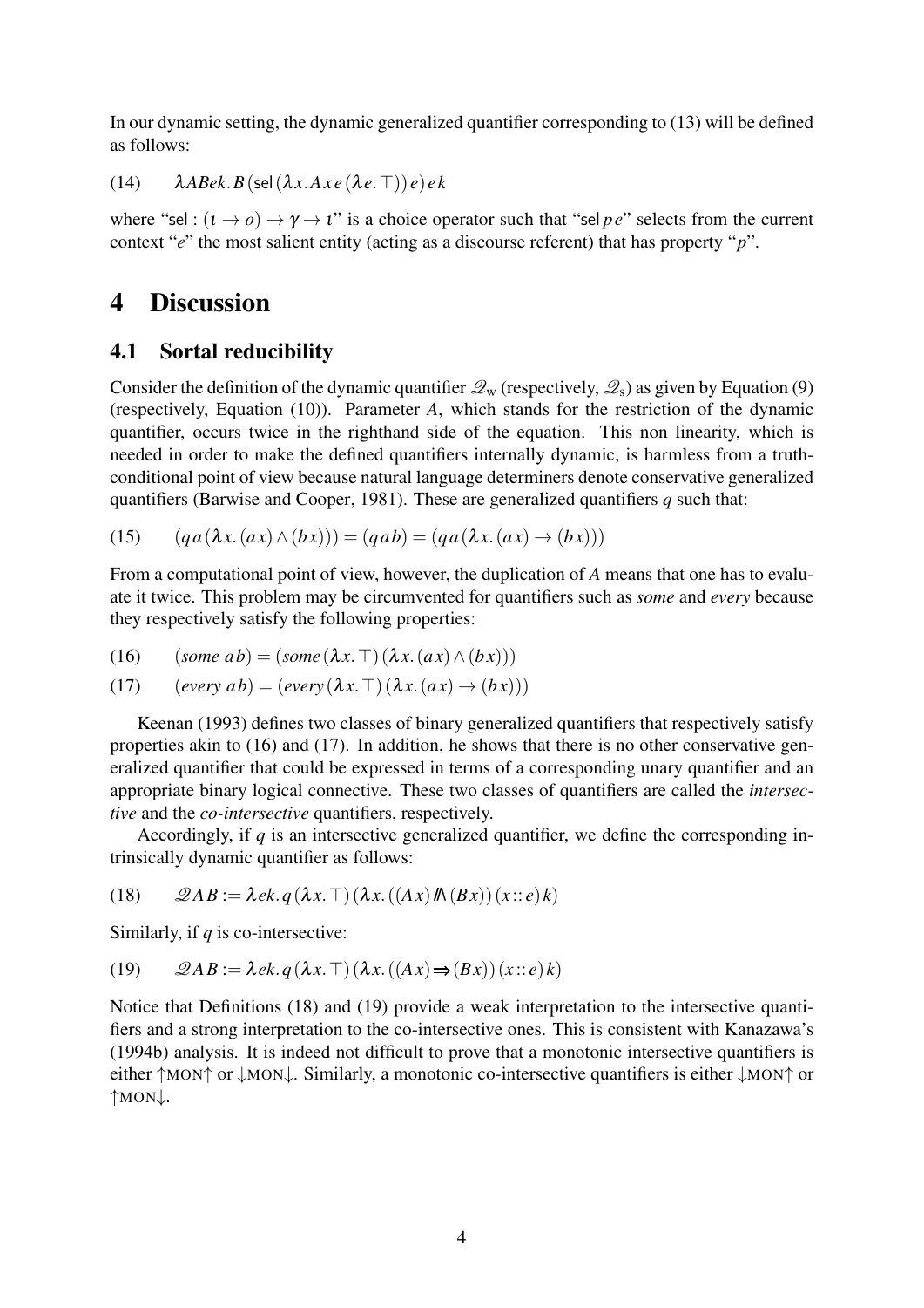In our dynamic setting, the dynamic generalized quantifier corresponding to (13) will be defined as follows:

(14) $\lambda ABek. B\,(\mathsf{sel}\,(\lambda x. A\,x\,e\,(\lambda e. \top))\,e)\,e\,k$

where "$\mathsf{sel} : (\iota \to o) \to \gamma \to \iota$" is a choice operator such that "$\mathsf{sel}\,p\,e$" selects from the current context "$e$" the most salient entity (acting as a discourse referent) that has property "$p$".

# 4 Discussion

## 4.1 Sortal reducibility

Consider the definition of the dynamic quantifier $\mathcal{Q}_{\mathrm{w}}$ (respectively, $\mathcal{Q}_{\mathrm{s}}$) as given by Equation (9) (respectively, Equation (10)). Parameter $A$, which stands for the restriction of the dynamic quantifier, occurs twice in the righthand side of the equation. This non linearity, which is needed in order to make the defined quantifiers internally dynamic, is harmless from a truth-conditional point of view because natural language determiners denote conservative generalized quantifiers (Barwise and Cooper, 1981). These are generalized quantifiers $q$ such that:

(15) $(q\,a\,(\lambda x. (a\,x) \wedge (b\,x))) = (q\,a\,b) = (q\,a\,(\lambda x. (a\,x) \to (b\,x)))$

From a computational point of view, however, the duplication of $A$ means that one has to evaluate it twice. This problem may be circumvented for quantifiers such as *some* and *every* because they respectively satisfy the following properties:

(16) $(\mathit{some}\; a\,b) = (\mathit{some}\,(\lambda x. \top)\,(\lambda x. (a\,x) \wedge (b\,x)))$

(17) $(\mathit{every}\; a\,b) = (\mathit{every}\,(\lambda x. \top)\,(\lambda x. (a\,x) \to (b\,x)))$

Keenan (1993) defines two classes of binary generalized quantifiers that respectively satisfy properties akin to (16) and (17). In addition, he shows that there is no other conservative generalized quantifier that could be expressed in terms of a corresponding unary quantifier and an appropriate binary logical connective. These two classes of quantifiers are called the *intersective* and the *co-intersective* quantifiers, respectively.

Accordingly, if $q$ is an intersective generalized quantifier, we define the corresponding intrinsically dynamic quantifier as follows:

(18) $\mathcal{Q}\,A\,B := \lambda ek. q\,(\lambda x. \top)\,(\lambda x. ((A\,x) \mathbin{/\!\!\!\wedge} (B\,x))\,(x :: e)\,k)$

Similarly, if $q$ is co-intersective:

(19) $\mathcal{Q}\,A\,B := \lambda ek. q\,(\lambda x. \top)\,(\lambda x. ((A\,x) \Rightarrow (B\,x))\,(x :: e)\,k)$

Notice that Definitions (18) and (19) provide a weak interpretation to the intersective quantifiers and a strong interpretation to the co-intersective ones. This is consistent with Kanazawa's (1994b) analysis. It is indeed not difficult to prove that a monotonic intersective quantifiers is either $\uparrow$MON$\uparrow$ or $\downarrow$MON$\downarrow$. Similarly, a monotonic co-intersective quantifiers is either $\downarrow$MON$\uparrow$ or $\uparrow$MON$\downarrow$.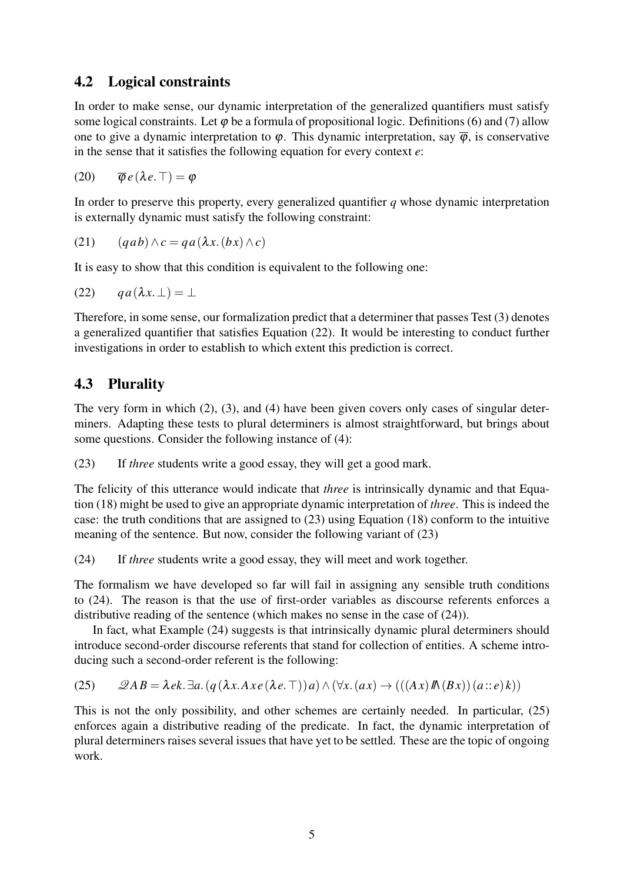## 4.2 Logical constraints

In order to make sense, our dynamic interpretation of the generalized quantifiers must satisfy some logical constraints. Let $\varphi$ be a formula of propositional logic. Definitions (6) and (7) allow one to give a dynamic interpretation to $\varphi$. This dynamic interpretation, say $\overline{\varphi}$, is conservative in the sense that it satisfies the following equation for every context $e$:

(20) $\overline{\varphi}\, e\, (\lambda e. \top) = \varphi$

In order to preserve this property, every generalized quantifier $q$ whose dynamic interpretation is externally dynamic must satisfy the following constraint:

(21) $(q\, a\, b) \wedge c = q\, a\, (\lambda x. (b\, x) \wedge c)$

It is easy to show that this condition is equivalent to the following one:

(22) $q\, a\, (\lambda x. \bot) = \bot$

Therefore, in some sense, our formalization predict that a determiner that passes Test (3) denotes a generalized quantifier that satisfies Equation (22). It would be interesting to conduct further investigations in order to establish to which extent this prediction is correct.

## 4.3 Plurality

The very form in which (2), (3), and (4) have been given covers only cases of singular determiners. Adapting these tests to plural determiners is almost straightforward, but brings about some questions. Consider the following instance of (4):

(23) If *three* students write a good essay, they will get a good mark.

The felicity of this utterance would indicate that *three* is intrinsically dynamic and that Equation (18) might be used to give an appropriate dynamic interpretation of *three*. This is indeed the case: the truth conditions that are assigned to (23) using Equation (18) conform to the intuitive meaning of the sentence. But now, consider the following variant of (23)

(24) If *three* students write a good essay, they will meet and work together.

The formalism we have developed so far will fail in assigning any sensible truth conditions to (24). The reason is that the use of first-order variables as discourse referents enforces a distributive reading of the sentence (which makes no sense in the case of (24)).

In fact, what Example (24) suggests is that intrinsically dynamic plural determiners should introduce second-order discourse referents that stand for collection of entities. A scheme introducing such a second-order referent is the following:

(25) $\mathcal{Q}\, A\, B = \lambda e k. \exists a. (q\, (\lambda x. A\, x\, e\, (\lambda e. \top))\, a) \wedge (\forall x. (a\, x) \rightarrow (((A\, x) \mathbin{/\!\!\!\wedge} (B\, x))\, (a :: e)\, k))$

This is not the only possibility, and other schemes are certainly needed. In particular, (25) enforces again a distributive reading of the predicate. In fact, the dynamic interpretation of plural determiners raises several issues that have yet to be settled. These are the topic of ongoing work.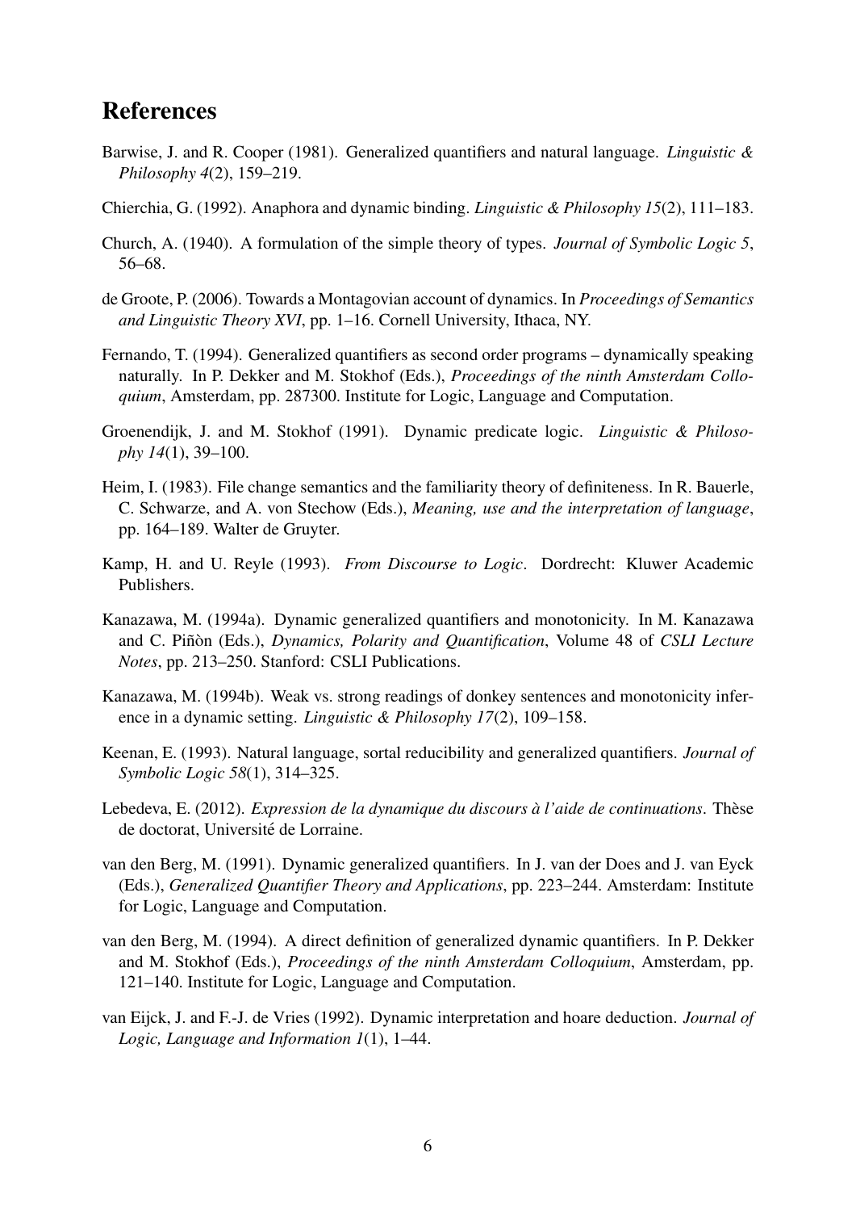## References

Barwise, J. and R. Cooper (1981). Generalized quantifiers and natural language. *Linguistic & Philosophy 4*(2), 159–219.

Chierchia, G. (1992). Anaphora and dynamic binding. *Linguistic & Philosophy 15*(2), 111–183.

Church, A. (1940). A formulation of the simple theory of types. *Journal of Symbolic Logic 5*, 56–68.

de Groote, P. (2006). Towards a Montagovian account of dynamics. In *Proceedings of Semantics and Linguistic Theory XVI*, pp. 1–16. Cornell University, Ithaca, NY.

Fernando, T. (1994). Generalized quantifiers as second order programs – dynamically speaking naturally. In P. Dekker and M. Stokhof (Eds.), *Proceedings of the ninth Amsterdam Colloquium*, Amsterdam, pp. 287300. Institute for Logic, Language and Computation.

Groenendijk, J. and M. Stokhof (1991). Dynamic predicate logic. *Linguistic & Philosophy 14*(1), 39–100.

Heim, I. (1983). File change semantics and the familiarity theory of definiteness. In R. Bauerle, C. Schwarze, and A. von Stechow (Eds.), *Meaning, use and the interpretation of language*, pp. 164–189. Walter de Gruyter.

Kamp, H. and U. Reyle (1993). *From Discourse to Logic*. Dordrecht: Kluwer Academic Publishers.

Kanazawa, M. (1994a). Dynamic generalized quantifiers and monotonicity. In M. Kanazawa and C. Piñòn (Eds.), *Dynamics, Polarity and Quantification*, Volume 48 of *CSLI Lecture Notes*, pp. 213–250. Stanford: CSLI Publications.

Kanazawa, M. (1994b). Weak vs. strong readings of donkey sentences and monotonicity inference in a dynamic setting. *Linguistic & Philosophy 17*(2), 109–158.

Keenan, E. (1993). Natural language, sortal reducibility and generalized quantifiers. *Journal of Symbolic Logic 58*(1), 314–325.

Lebedeva, E. (2012). *Expression de la dynamique du discours à l'aide de continuations*. Thèse de doctorat, Université de Lorraine.

van den Berg, M. (1991). Dynamic generalized quantifiers. In J. van der Does and J. van Eyck (Eds.), *Generalized Quantifier Theory and Applications*, pp. 223–244. Amsterdam: Institute for Logic, Language and Computation.

van den Berg, M. (1994). A direct definition of generalized dynamic quantifiers. In P. Dekker and M. Stokhof (Eds.), *Proceedings of the ninth Amsterdam Colloquium*, Amsterdam, pp. 121–140. Institute for Logic, Language and Computation.

van Eijck, J. and F.-J. de Vries (1992). Dynamic interpretation and hoare deduction. *Journal of Logic, Language and Information 1*(1), 1–44.